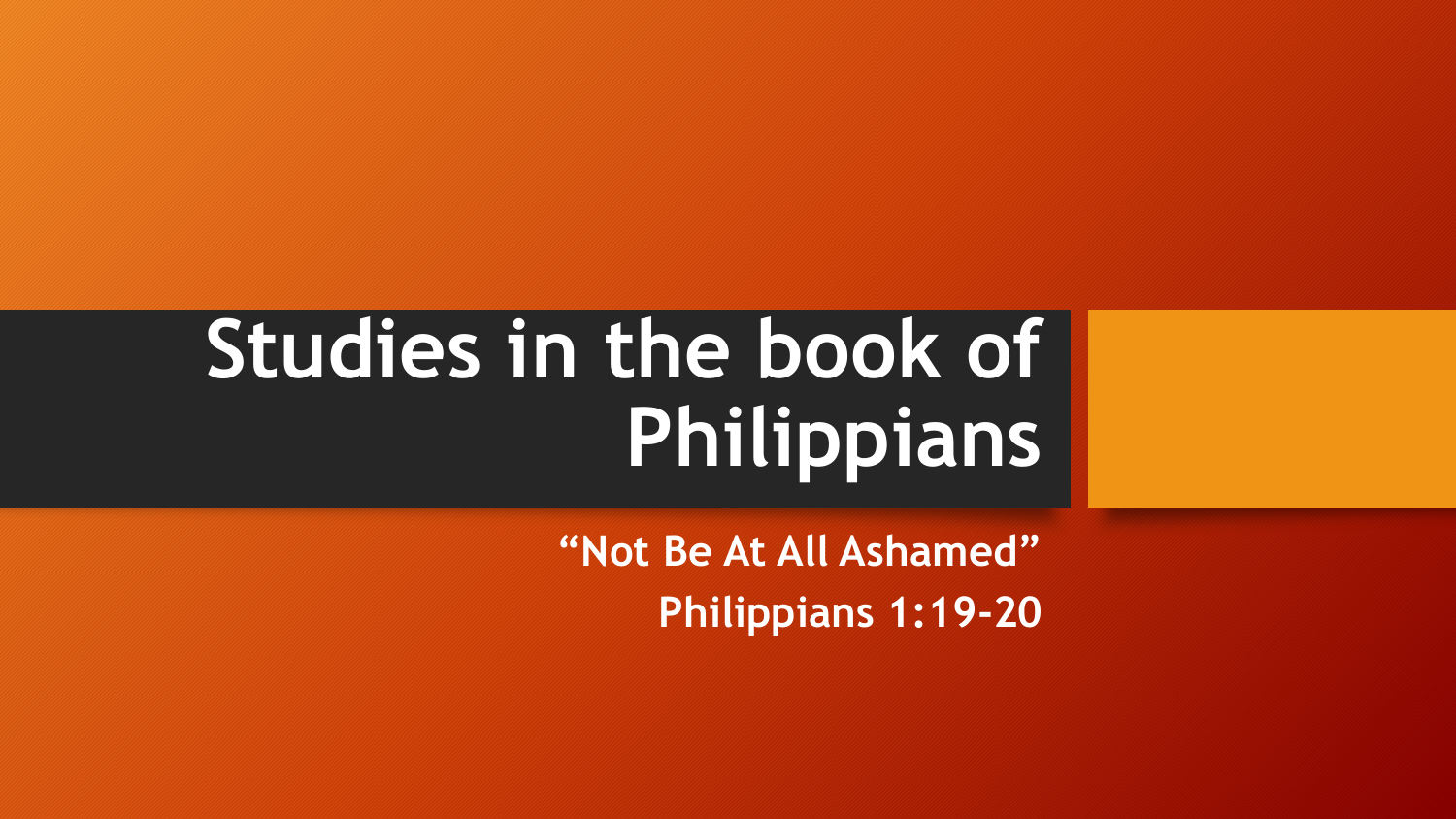# Studies in the book of Philippians

**“Not Be At All Ashamed”**

**Philippians 1:19-20**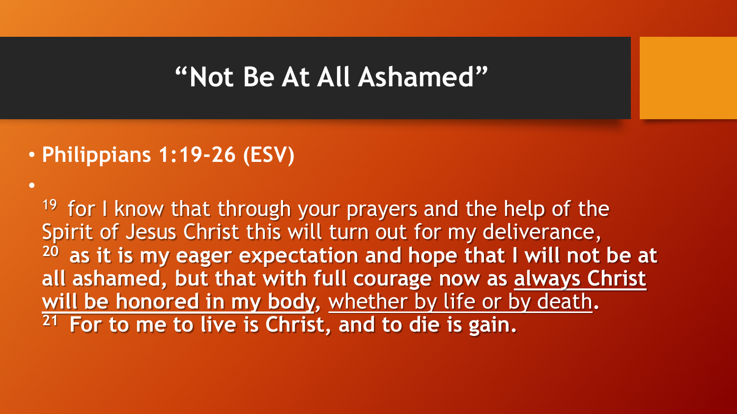# "Not Be At All Ashamed"

- **Philippians 1:19-26 (ESV)**
- 

[19] for I know that through your prayers and the help of the Spirit of Jesus Christ this will turn out for my deliverance,
[20] **as it is my eager expectation and hope that I will not be at all ashamed, but that with full courage now as <u>always Christ will be honored in my body</u>,** <u>whether by life or by death</u>**.**
[21] **For to me to live is Christ, and to die is gain.**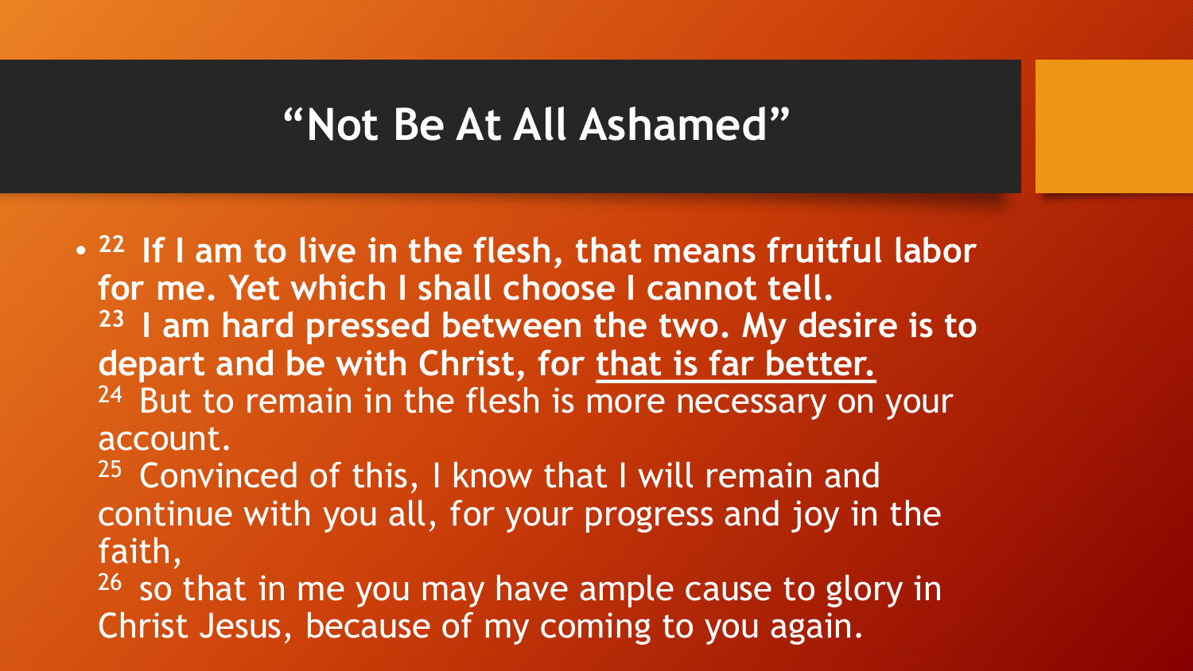# "Not Be At All Ashamed"

- **22 If I am to live in the flesh, that means fruitful labor for me. Yet which I shall choose I cannot tell.**
**23 I am hard pressed between the two. My desire is to depart and be with Christ, for <u>that is far better.</u>**
24 But to remain in the flesh is more necessary on your account.
25 Convinced of this, I know that I will remain and continue with you all, for your progress and joy in the faith,
26 so that in me you may have ample cause to glory in Christ Jesus, because of my coming to you again.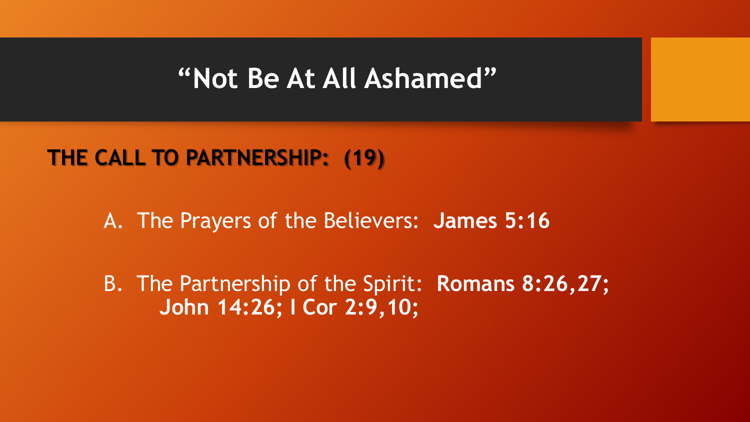# "Not Be At All Ashamed"

**THE CALL TO PARTNERSHIP: (19)**

A. The Prayers of the Believers: **James 5:16**

B. The Partnership of the Spirit: **Romans 8:26,27; John 14:26; I Cor 2:9,10;**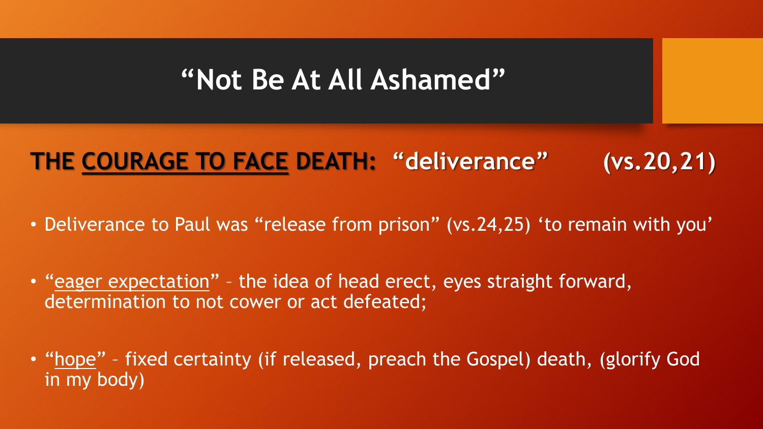# "Not Be At All Ashamed"

## **THE <u>COURAGE TO FACE</u> DEATH: "deliverance" (vs.20,21)**

- Deliverance to Paul was "release from prison" (vs.24,25) 'to remain with you'
- "<u>eager expectation</u>" – the idea of head erect, eyes straight forward, determination to not cower or act defeated;
- "<u>hope</u>" – fixed certainty (if released, preach the Gospel) death, (glorify God in my body)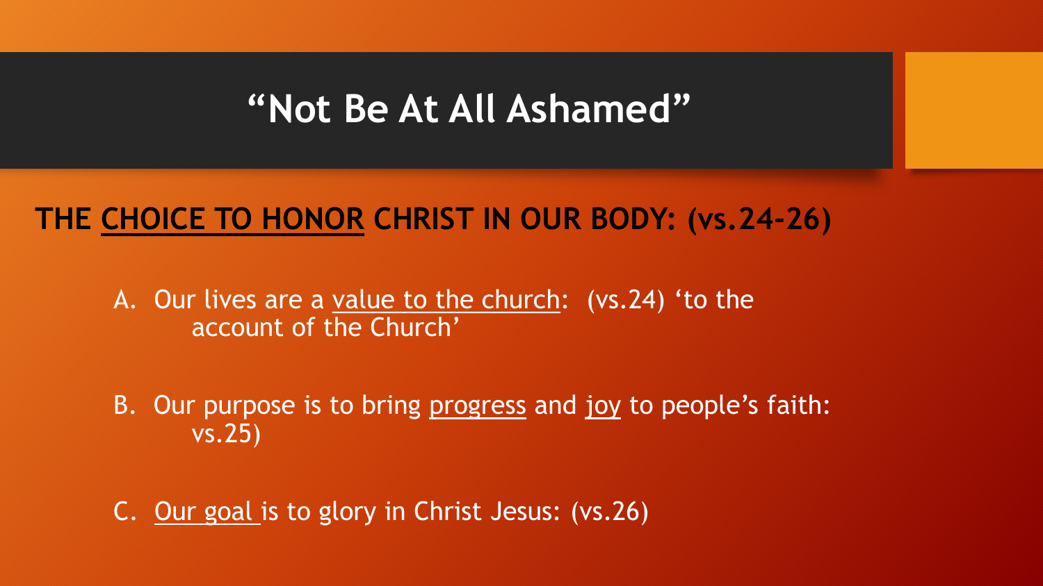# "Not Be At All Ashamed"

**THE <u>CHOICE TO HONOR</u> CHRIST IN OUR BODY: (vs.24-26)**

A. Our lives are a <u>value to the church</u>: (vs.24) 'to the account of the Church'

B. Our purpose is to bring <u>progress</u> and <u>joy</u> to people's faith: vs.25)

C. <u>Our goal</u> is to glory in Christ Jesus: (vs.26)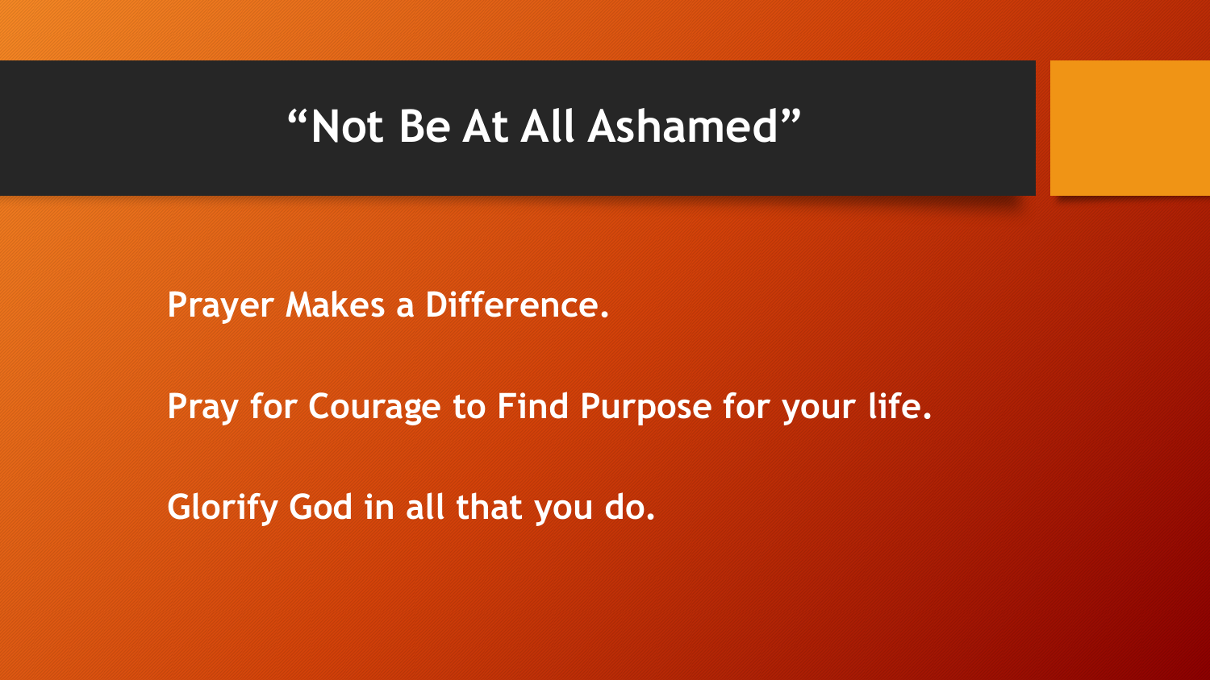# “Not Be At All Ashamed”

**Prayer Makes a Difference.**

**Pray for Courage to Find Purpose for your life.**

**Glorify God in all that you do.**